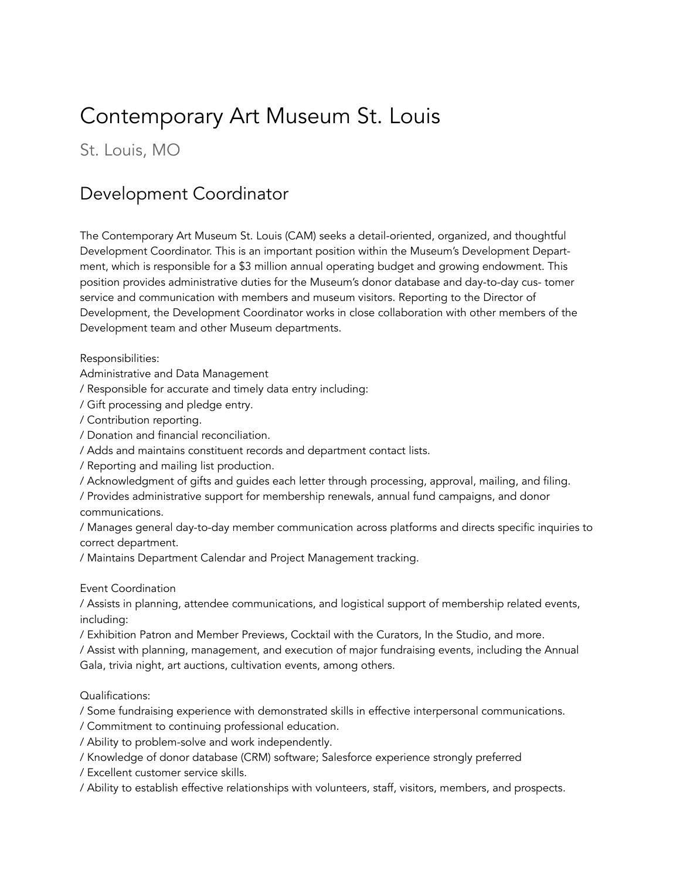# Contemporary Art Museum St. Louis

St. Louis, MO

## Development Coordinator

The Contemporary Art Museum St. Louis (CAM) seeks a detail-oriented, organized, and thoughtful Development Coordinator. This is an important position within the Museum's Development Department, which is responsible for a $3 million annual operating budget and growing endowment. This position provides administrative duties for the Museum's donor database and day-to-day customer service and communication with members and museum visitors. Reporting to the Director of Development, the Development Coordinator works in close collaboration with other members of the Development team and other Museum departments.

Responsibilities:

Administrative and Data Management

/ Responsible for accurate and timely data entry including:

/ Gift processing and pledge entry.

/ Contribution reporting.

/ Donation and financial reconciliation.

/ Adds and maintains constituent records and department contact lists.

/ Reporting and mailing list production.

/ Acknowledgment of gifts and guides each letter through processing, approval, mailing, and filing.

/ Provides administrative support for membership renewals, annual fund campaigns, and donor communications.

/ Manages general day-to-day member communication across platforms and directs specific inquiries to correct department.

/ Maintains Department Calendar and Project Management tracking.

Event Coordination

/ Assists in planning, attendee communications, and logistical support of membership related events, including:

/ Exhibition Patron and Member Previews, Cocktail with the Curators, In the Studio, and more.

/ Assist with planning, management, and execution of major fundraising events, including the Annual Gala, trivia night, art auctions, cultivation events, among others.

Qualifications:

/ Some fundraising experience with demonstrated skills in effective interpersonal communications.

/ Commitment to continuing professional education.

/ Ability to problem-solve and work independently.

/ Knowledge of donor database (CRM) software; Salesforce experience strongly preferred

/ Excellent customer service skills.

/ Ability to establish effective relationships with volunteers, staff, visitors, members, and prospects.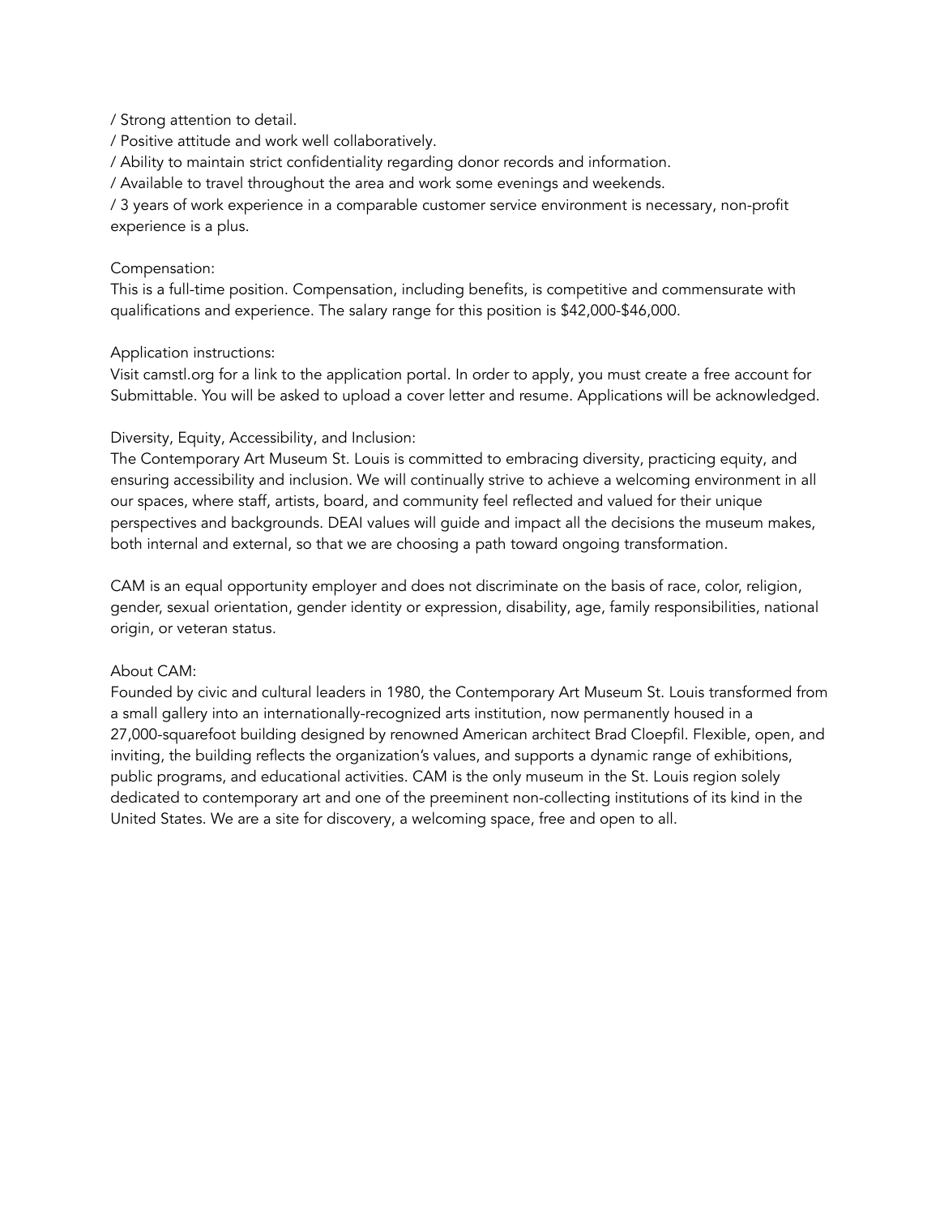/ Strong attention to detail.
/ Positive attitude and work well collaboratively.
/ Ability to maintain strict confidentiality regarding donor records and information.
/ Available to travel throughout the area and work some evenings and weekends.
/ 3 years of work experience in a comparable customer service environment is necessary, non-profit experience is a plus.

Compensation:
This is a full-time position. Compensation, including benefits, is competitive and commensurate with qualifications and experience. The salary range for this position is $42,000-$46,000.

Application instructions:
Visit camstl.org for a link to the application portal. In order to apply, you must create a free account for Submittable. You will be asked to upload a cover letter and resume. Applications will be acknowledged.

Diversity, Equity, Accessibility, and Inclusion:
The Contemporary Art Museum St. Louis is committed to embracing diversity, practicing equity, and ensuring accessibility and inclusion. We will continually strive to achieve a welcoming environment in all our spaces, where staff, artists, board, and community feel reflected and valued for their unique perspectives and backgrounds. DEAI values will guide and impact all the decisions the museum makes, both internal and external, so that we are choosing a path toward ongoing transformation.

CAM is an equal opportunity employer and does not discriminate on the basis of race, color, religion, gender, sexual orientation, gender identity or expression, disability, age, family responsibilities, national origin, or veteran status.

About CAM:
Founded by civic and cultural leaders in 1980, the Contemporary Art Museum St. Louis transformed from a small gallery into an internationally-recognized arts institution, now permanently housed in a 27,000-squarefoot building designed by renowned American architect Brad Cloepfil. Flexible, open, and inviting, the building reflects the organization's values, and supports a dynamic range of exhibitions, public programs, and educational activities. CAM is the only museum in the St. Louis region solely dedicated to contemporary art and one of the preeminent non-collecting institutions of its kind in the United States. We are a site for discovery, a welcoming space, free and open to all.